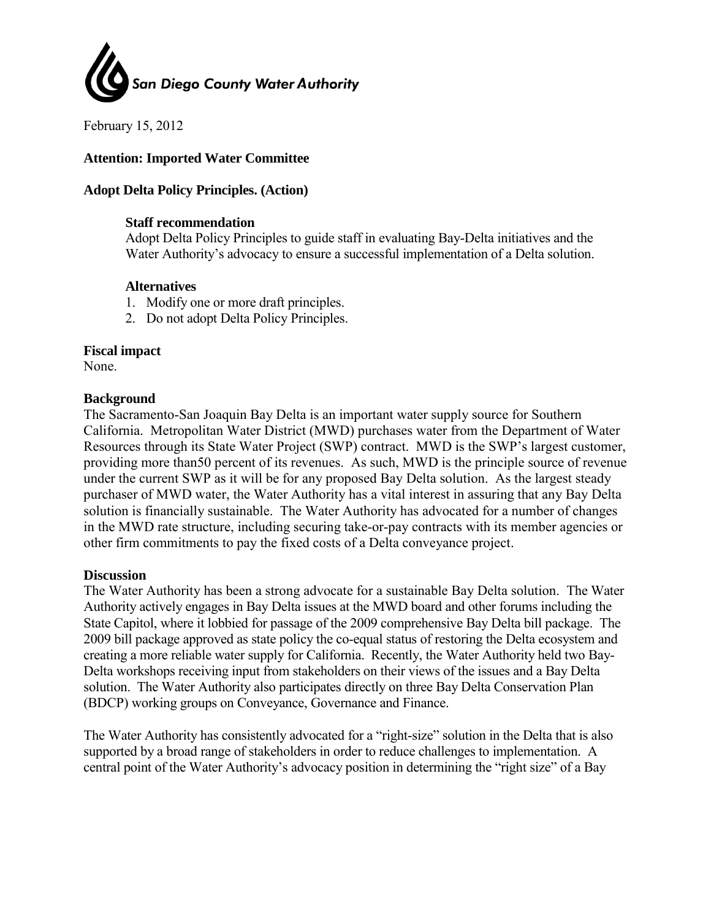San Diego County Water Authority

February 15, 2012

**Attention: Imported Water Committee**

**Adopt Delta Policy Principles. (Action)**

**Staff recommendation**

Adopt Delta Policy Principles to guide staff in evaluating Bay-Delta initiatives and the Water Authority's advocacy to ensure a successful implementation of a Delta solution.

**Alternatives**

1. Modify one or more draft principles.
2. Do not adopt Delta Policy Principles.

**Fiscal impact**

None.

**Background**

The Sacramento-San Joaquin Bay Delta is an important water supply source for Southern California. Metropolitan Water District (MWD) purchases water from the Department of Water Resources through its State Water Project (SWP) contract. MWD is the SWP's largest customer, providing more than50 percent of its revenues. As such, MWD is the principle source of revenue under the current SWP as it will be for any proposed Bay Delta solution. As the largest steady purchaser of MWD water, the Water Authority has a vital interest in assuring that any Bay Delta solution is financially sustainable. The Water Authority has advocated for a number of changes in the MWD rate structure, including securing take-or-pay contracts with its member agencies or other firm commitments to pay the fixed costs of a Delta conveyance project.

**Discussion**

The Water Authority has been a strong advocate for a sustainable Bay Delta solution. The Water Authority actively engages in Bay Delta issues at the MWD board and other forums including the State Capitol, where it lobbied for passage of the 2009 comprehensive Bay Delta bill package. The 2009 bill package approved as state policy the co-equal status of restoring the Delta ecosystem and creating a more reliable water supply for California. Recently, the Water Authority held two Bay-Delta workshops receiving input from stakeholders on their views of the issues and a Bay Delta solution. The Water Authority also participates directly on three Bay Delta Conservation Plan (BDCP) working groups on Conveyance, Governance and Finance.

The Water Authority has consistently advocated for a "right-size" solution in the Delta that is also supported by a broad range of stakeholders in order to reduce challenges to implementation. A central point of the Water Authority's advocacy position in determining the "right size" of a Bay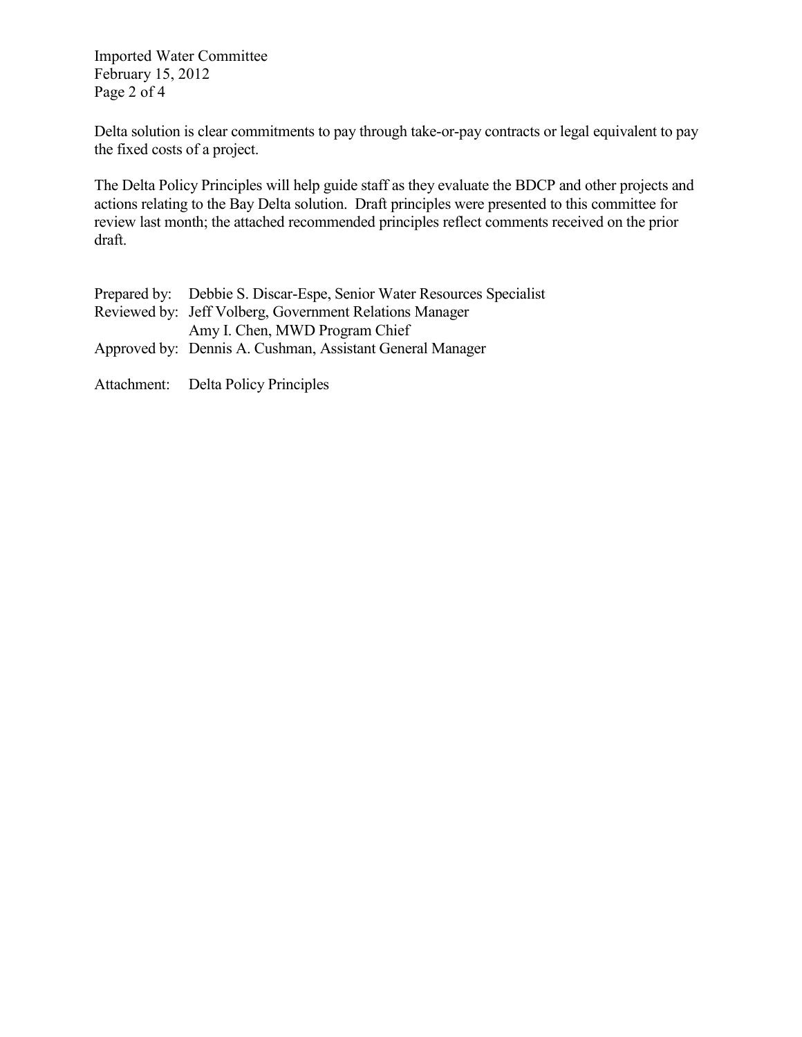Delta solution is clear commitments to pay through take-or-pay contracts or legal equivalent to pay the fixed costs of a project.

The Delta Policy Principles will help guide staff as they evaluate the BDCP and other projects and actions relating to the Bay Delta solution. Draft principles were presented to this committee for review last month; the attached recommended principles reflect comments received on the prior draft.

Prepared by: Debbie S. Discar-Espe, Senior Water Resources Specialist
Reviewed by: Jeff Volberg, Government Relations Manager
Amy I. Chen, MWD Program Chief
Approved by: Dennis A. Cushman, Assistant General Manager

Attachment: Delta Policy Principles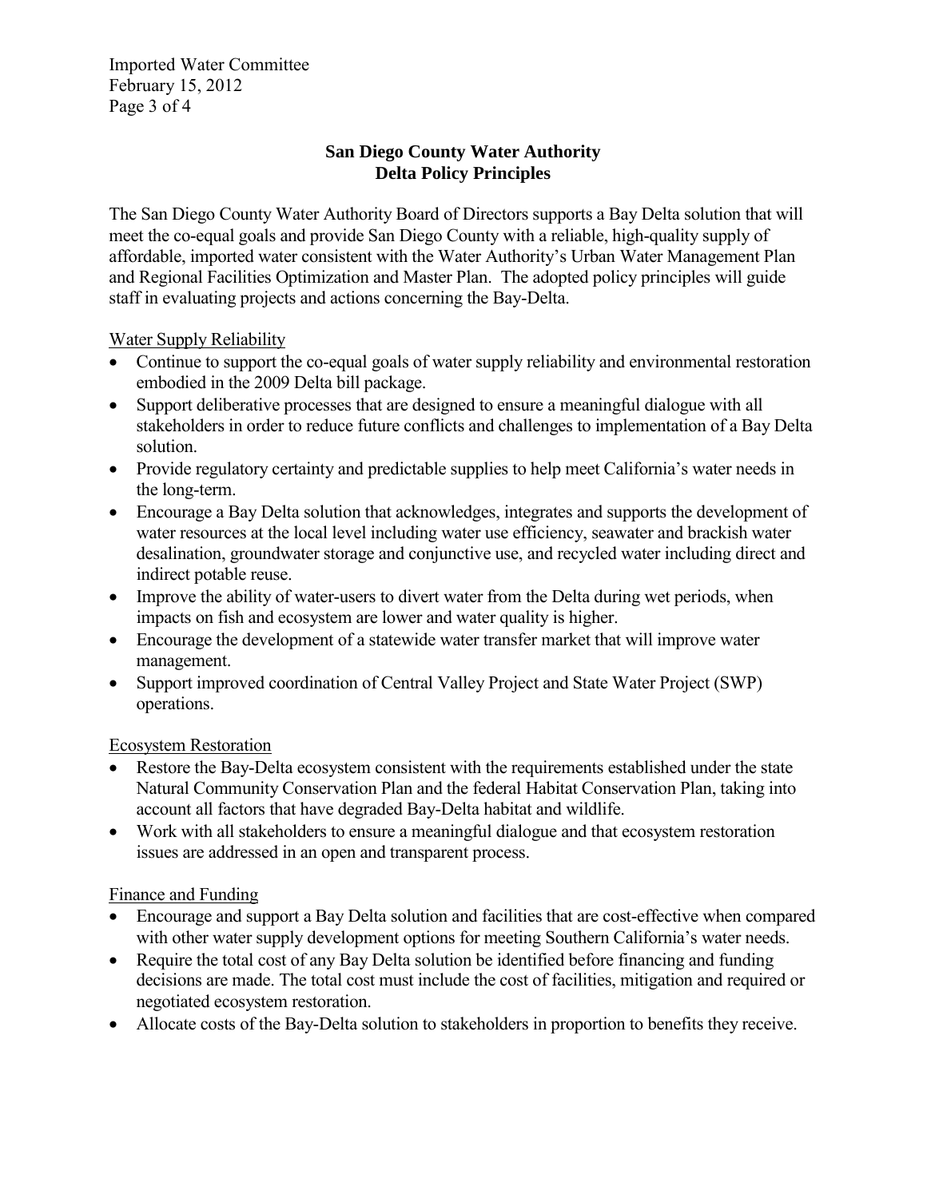## San Diego County Water Authority
## Delta Policy Principles

The San Diego County Water Authority Board of Directors supports a Bay Delta solution that will meet the co-equal goals and provide San Diego County with a reliable, high-quality supply of affordable, imported water consistent with the Water Authority's Urban Water Management Plan and Regional Facilities Optimization and Master Plan. The adopted policy principles will guide staff in evaluating projects and actions concerning the Bay-Delta.

<u>Water Supply Reliability</u>

- Continue to support the co-equal goals of water supply reliability and environmental restoration embodied in the 2009 Delta bill package.
- Support deliberative processes that are designed to ensure a meaningful dialogue with all stakeholders in order to reduce future conflicts and challenges to implementation of a Bay Delta solution.
- Provide regulatory certainty and predictable supplies to help meet California's water needs in the long-term.
- Encourage a Bay Delta solution that acknowledges, integrates and supports the development of water resources at the local level including water use efficiency, seawater and brackish water desalination, groundwater storage and conjunctive use, and recycled water including direct and indirect potable reuse.
- Improve the ability of water-users to divert water from the Delta during wet periods, when impacts on fish and ecosystem are lower and water quality is higher.
- Encourage the development of a statewide water transfer market that will improve water management.
- Support improved coordination of Central Valley Project and State Water Project (SWP) operations.

<u>Ecosystem Restoration</u>

- Restore the Bay-Delta ecosystem consistent with the requirements established under the state Natural Community Conservation Plan and the federal Habitat Conservation Plan, taking into account all factors that have degraded Bay-Delta habitat and wildlife.
- Work with all stakeholders to ensure a meaningful dialogue and that ecosystem restoration issues are addressed in an open and transparent process.

<u>Finance and Funding</u>

- Encourage and support a Bay Delta solution and facilities that are cost-effective when compared with other water supply development options for meeting Southern California's water needs.
- Require the total cost of any Bay Delta solution be identified before financing and funding decisions are made. The total cost must include the cost of facilities, mitigation and required or negotiated ecosystem restoration.
- Allocate costs of the Bay-Delta solution to stakeholders in proportion to benefits they receive.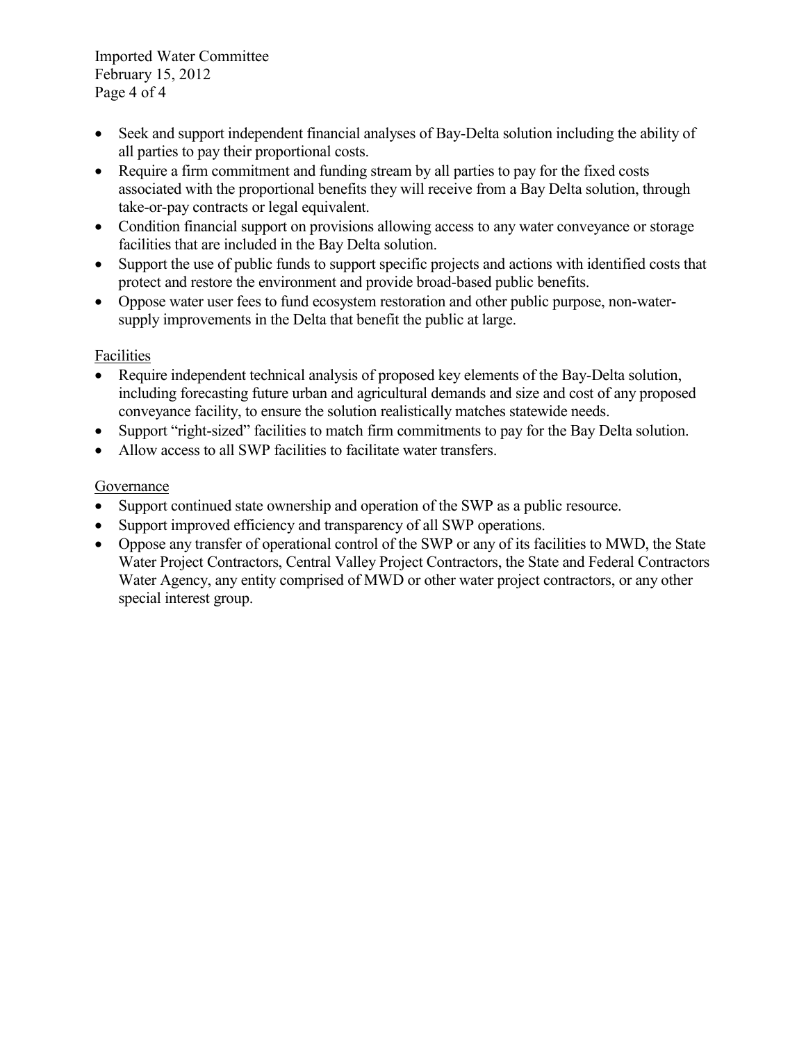- Seek and support independent financial analyses of Bay-Delta solution including the ability of all parties to pay their proportional costs.
- Require a firm commitment and funding stream by all parties to pay for the fixed costs associated with the proportional benefits they will receive from a Bay Delta solution, through take-or-pay contracts or legal equivalent.
- Condition financial support on provisions allowing access to any water conveyance or storage facilities that are included in the Bay Delta solution.
- Support the use of public funds to support specific projects and actions with identified costs that protect and restore the environment and provide broad-based public benefits.
- Oppose water user fees to fund ecosystem restoration and other public purpose, non-water-supply improvements in the Delta that benefit the public at large.

<u>Facilities</u>

- Require independent technical analysis of proposed key elements of the Bay-Delta solution, including forecasting future urban and agricultural demands and size and cost of any proposed conveyance facility, to ensure the solution realistically matches statewide needs.
- Support "right-sized" facilities to match firm commitments to pay for the Bay Delta solution.
- Allow access to all SWP facilities to facilitate water transfers.

<u>Governance</u>

- Support continued state ownership and operation of the SWP as a public resource.
- Support improved efficiency and transparency of all SWP operations.
- Oppose any transfer of operational control of the SWP or any of its facilities to MWD, the State Water Project Contractors, Central Valley Project Contractors, the State and Federal Contractors Water Agency, any entity comprised of MWD or other water project contractors, or any other special interest group.